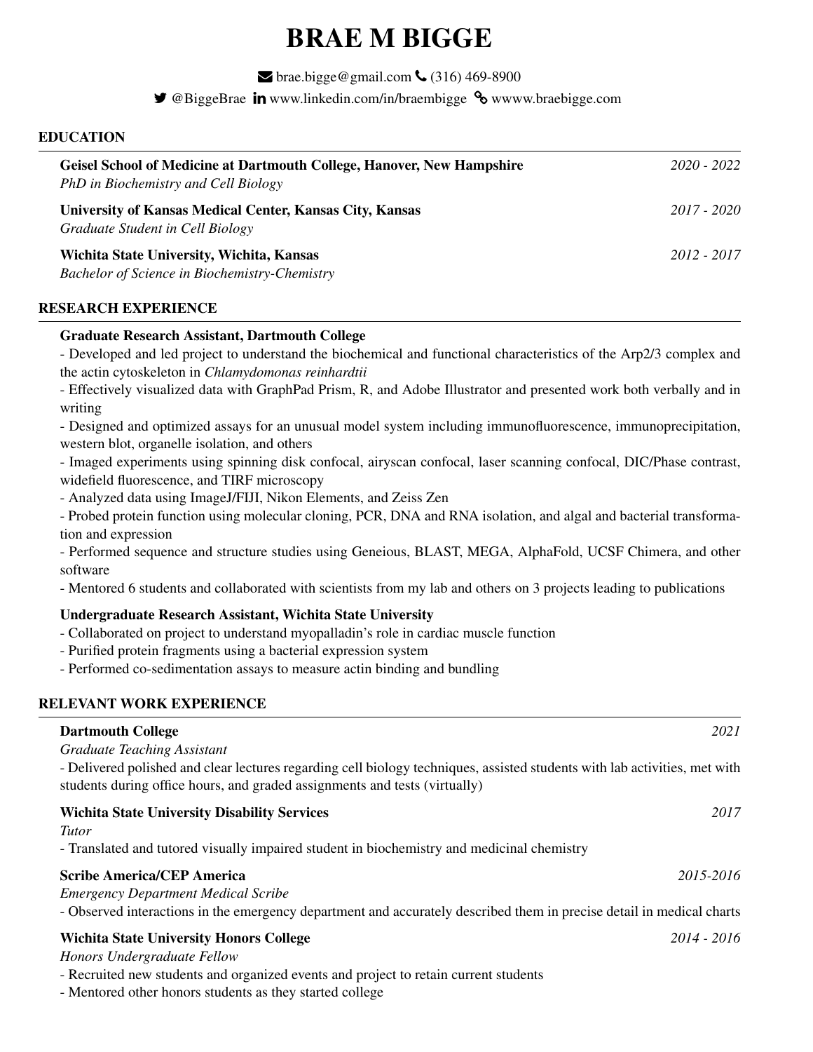# BRAE M BIGGE

brae.bigge@gmail.com (316) 469-8900

@BiggeBrae www.linkedin.com/in/braembigge wwww.braebigge.com

## EDUCATION

**Geisel School of Medicine at Dartmouth College, Hanover, New Hampshire** *2020 - 2022*
*PhD in Biochemistry and Cell Biology*

**University of Kansas Medical Center, Kansas City, Kansas** *2017 - 2020*
*Graduate Student in Cell Biology*

**Wichita State University, Wichita, Kansas** *2012 - 2017*
*Bachelor of Science in Biochemistry-Chemistry*

## RESEARCH EXPERIENCE

**Graduate Research Assistant, Dartmouth College**

- Developed and led project to understand the biochemical and functional characteristics of the Arp2/3 complex and the actin cytoskeleton in *Chlamydomonas reinhardtii*
- Effectively visualized data with GraphPad Prism, R, and Adobe Illustrator and presented work both verbally and in writing
- Designed and optimized assays for an unusual model system including immunofluorescence, immunoprecipitation, western blot, organelle isolation, and others
- Imaged experiments using spinning disk confocal, airyscan confocal, laser scanning confocal, DIC/Phase contrast, widefield fluorescence, and TIRF microscopy
- Analyzed data using ImageJ/FIJI, Nikon Elements, and Zeiss Zen
- Probed protein function using molecular cloning, PCR, DNA and RNA isolation, and algal and bacterial transformation and expression
- Performed sequence and structure studies using Geneious, BLAST, MEGA, AlphaFold, UCSF Chimera, and other software
- Mentored 6 students and collaborated with scientists from my lab and others on 3 projects leading to publications

**Undergraduate Research Assistant, Wichita State University**

- Collaborated on project to understand myopalladin's role in cardiac muscle function
- Purified protein fragments using a bacterial expression system
- Performed co-sedimentation assays to measure actin binding and bundling

## RELEVANT WORK EXPERIENCE

**Dartmouth College** *2021*
*Graduate Teaching Assistant*

- Delivered polished and clear lectures regarding cell biology techniques, assisted students with lab activities, met with students during office hours, and graded assignments and tests (virtually)

**Wichita State University Disability Services** *2017*
*Tutor*

- Translated and tutored visually impaired student in biochemistry and medicinal chemistry

**Scribe America/CEP America** *2015-2016*
*Emergency Department Medical Scribe*

- Observed interactions in the emergency department and accurately described them in precise detail in medical charts

**Wichita State University Honors College** *2014 - 2016*
*Honors Undergraduate Fellow*

- Recruited new students and organized events and project to retain current students
- Mentored other honors students as they started college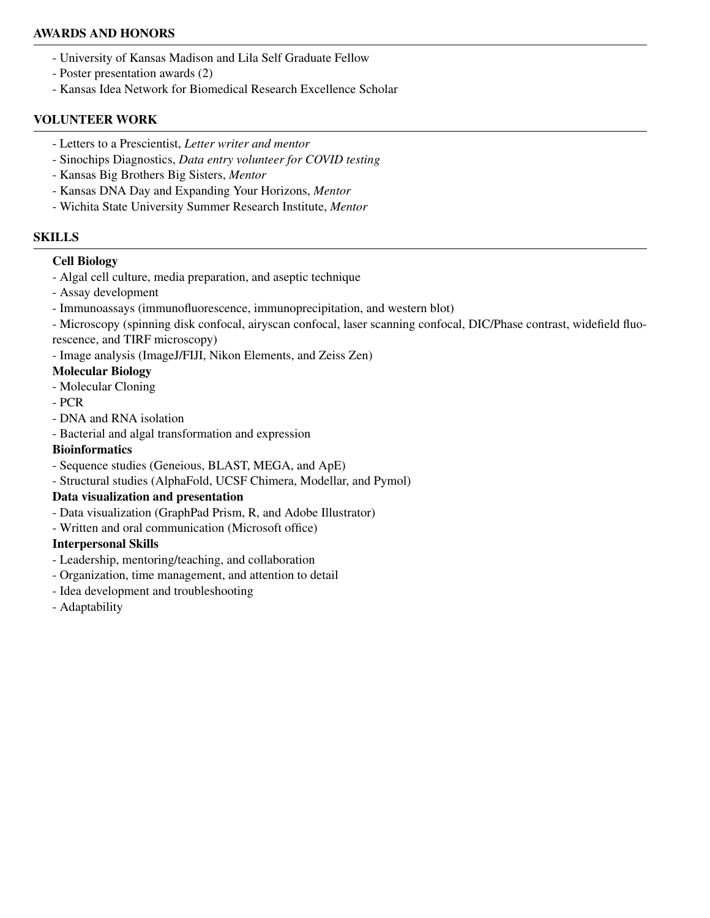## AWARDS AND HONORS

- University of Kansas Madison and Lila Self Graduate Fellow
- Poster presentation awards (2)
- Kansas Idea Network for Biomedical Research Excellence Scholar

## VOLUNTEER WORK

- Letters to a Prescientist, *Letter writer and mentor*
- Sinochips Diagnostics, *Data entry volunteer for COVID testing*
- Kansas Big Brothers Big Sisters, *Mentor*
- Kansas DNA Day and Expanding Your Horizons, *Mentor*
- Wichita State University Summer Research Institute, *Mentor*

## SKILLS

**Cell Biology**

- Algal cell culture, media preparation, and aseptic technique
- Assay development
- Immunoassays (immunofluorescence, immunoprecipitation, and western blot)
- Microscopy (spinning disk confocal, airyscan confocal, laser scanning confocal, DIC/Phase contrast, widefield fluorescence, and TIRF microscopy)
- Image analysis (ImageJ/FIJI, Nikon Elements, and Zeiss Zen)

**Molecular Biology**

- Molecular Cloning
- PCR
- DNA and RNA isolation
- Bacterial and algal transformation and expression

**Bioinformatics**

- Sequence studies (Geneious, BLAST, MEGA, and ApE)
- Structural studies (AlphaFold, UCSF Chimera, Modellar, and Pymol)

**Data visualization and presentation**

- Data visualization (GraphPad Prism, R, and Adobe Illustrator)
- Written and oral communication (Microsoft office)

**Interpersonal Skills**

- Leadership, mentoring/teaching, and collaboration
- Organization, time management, and attention to detail
- Idea development and troubleshooting
- Adaptability